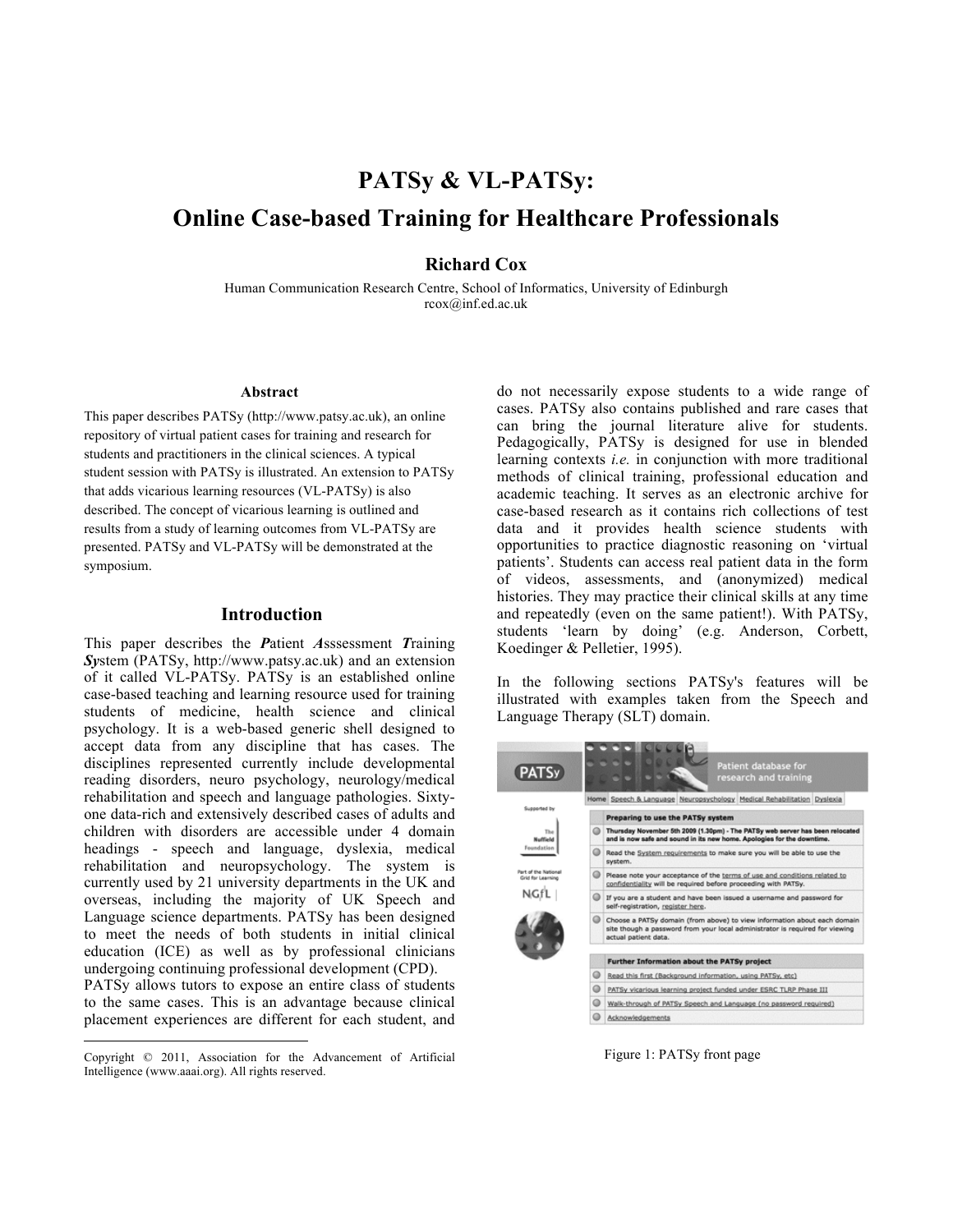# PATSy & VL-PATSy: Online Case-based Training for Healthcare Professionals

**Richard Cox**

Human Communication Research Centre, School of Informatics, University of Edinburgh
rcox@inf.ed.ac.uk

### Abstract

This paper describes PATSy (http://www.patsy.ac.uk), an online repository of virtual patient cases for training and research for students and practitioners in the clinical sciences. A typical student session with PATSy is illustrated. An extension to PATSy that adds vicarious learning resources (VL-PATSy) is also described. The concept of vicarious learning is outlined and results from a study of learning outcomes from VL-PATSy are presented. PATSy and VL-PATSy will be demonstrated at the symposium.

## Introduction

This paper describes the ***P****atient* ***A****sssessment* ***T****raining* ***Sy****stem* (PATSy, http://www.patsy.ac.uk) and an extension of it called VL-PATSy. PATSy is an established online case-based teaching and learning resource used for training students of medicine, health science and clinical psychology. It is a web-based generic shell designed to accept data from any discipline that has cases. The disciplines represented currently include developmental reading disorders, neuro psychology, neurology/medical rehabilitation and speech and language pathologies. Sixty-one data-rich and extensively described cases of adults and children with disorders are accessible under 4 domain headings - speech and language, dyslexia, medical rehabilitation and neuropsychology. The system is currently used by 21 university departments in the UK and overseas, including the majority of UK Speech and Language science departments. PATSy has been designed to meet the needs of both students in initial clinical education (ICE) as well as by professional clinicians undergoing continuing professional development (CPD).

PATSy allows tutors to expose an entire class of students to the same cases. This is an advantage because clinical placement experiences are different for each student, and do not necessarily expose students to a wide range of cases. PATSy also contains published and rare cases that can bring the journal literature alive for students. Pedagogically, PATSy is designed for use in blended learning contexts *i.e.* in conjunction with more traditional methods of clinical training, professional education and academic teaching. It serves as an electronic archive for case-based research as it contains rich collections of test data and it provides health science students with opportunities to practice diagnostic reasoning on 'virtual patients'. Students can access real patient data in the form of videos, assessments, and (anonymized) medical histories. They may practice their clinical skills at any time and repeatedly (even on the same patient!). With PATSy, students 'learn by doing' (e.g. Anderson, Corbett, Koedinger & Pelletier, 1995).

In the following sections PATSy's features will be illustrated with examples taken from the Speech and Language Therapy (SLT) domain.

Figure 1: PATSy front page

Copyright © 2011, Association for the Advancement of Artificial Intelligence (www.aaai.org). All rights reserved.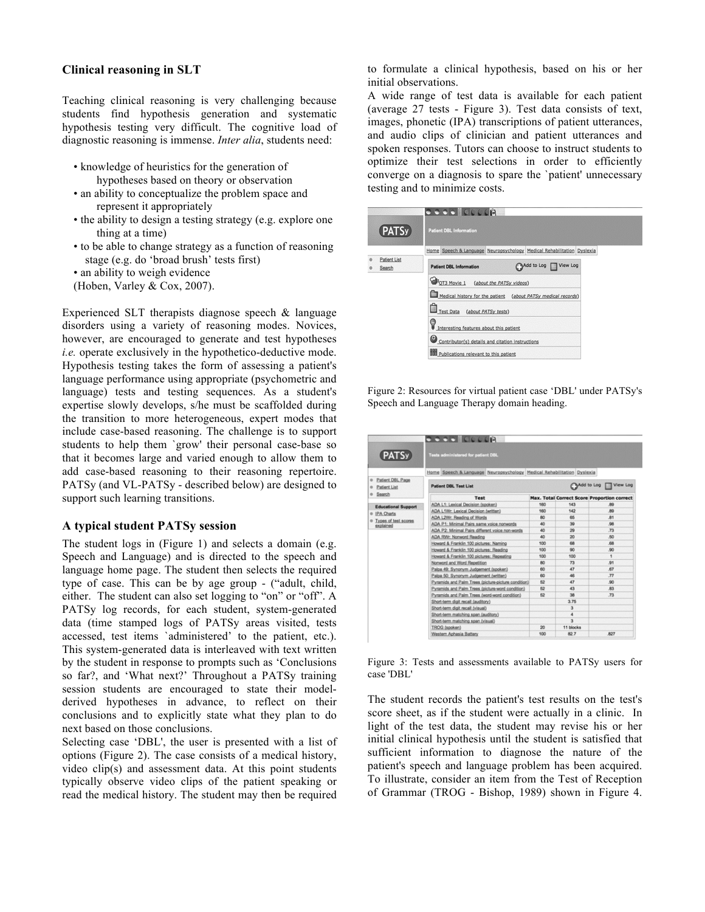## Clinical reasoning in SLT

Teaching clinical reasoning is very challenging because students find hypothesis generation and systematic hypothesis testing very difficult. The cognitive load of diagnostic reasoning is immense. *Inter alia*, students need:

- knowledge of heuristics for the generation of hypotheses based on theory or observation
- an ability to conceptualize the problem space and represent it appropriately
- the ability to design a testing strategy (e.g. explore one thing at a time)
- to be able to change strategy as a function of reasoning stage (e.g. do 'broad brush' tests first)
- an ability to weigh evidence

(Hoben, Varley & Cox, 2007).

Experienced SLT therapists diagnose speech & language disorders using a variety of reasoning modes. Novices, however, are encouraged to generate and test hypotheses *i.e.* operate exclusively in the hypothetico-deductive mode. Hypothesis testing takes the form of assessing a patient's language performance using appropriate (psychometric and language) tests and testing sequences. As a student's expertise slowly develops, s/he must be scaffolded during the transition to more heterogeneous, expert modes that include case-based reasoning. The challenge is to support students to help them `grow' their personal case-base so that it becomes large and varied enough to allow them to add case-based reasoning to their reasoning repertoire. PATSy (and VL-PATSy - described below) are designed to support such learning transitions.

## A typical student PATSy session

The student logs in (Figure 1) and selects a domain (e.g. Speech and Language) and is directed to the speech and language home page. The student then selects the required type of case. This can be by age group - ("adult, child, either. The student can also set logging to "on" or "off". A PATSy log records, for each student, system-generated data (time stamped logs of PATSy areas visited, tests accessed, test items `administered' to the patient, etc.). This system-generated data is interleaved with text written by the student in response to prompts such as 'Conclusions so far?, and 'What next?' Throughout a PATSy training session students are encouraged to state their model-derived hypotheses in advance, to reflect on their conclusions and to explicitly state what they plan to do next based on those conclusions.

Selecting case 'DBL', the user is presented with a list of options (Figure 2). The case consists of a medical history, video clip(s) and assessment data. At this point students typically observe video clips of the patient speaking or read the medical history. The student may then be required to formulate a clinical hypothesis, based on his or her initial observations.

A wide range of test data is available for each patient (average 27 tests - Figure 3). Test data consists of text, images, phonetic (IPA) transcriptions of patient utterances, and audio clips of clinician and patient utterances and spoken responses. Tutors can choose to instruct students to optimize their test selections in order to efficiently converge on a diagnosis to spare the `patient' unnecessary testing and to minimize costs.

Figure 2: Resources for virtual patient case 'DBL' under PATSy's Speech and Language Therapy domain heading.

Figure 3: Tests and assessments available to PATSy users for case 'DBL'

The student records the patient's test results on the test's score sheet, as if the student were actually in a clinic. In light of the test data, the student may revise his or her initial clinical hypothesis until the student is satisfied that sufficient information to diagnose the nature of the patient's speech and language problem has been acquired. To illustrate, consider an item from the Test of Reception of Grammar (TROG - Bishop, 1989) shown in Figure 4.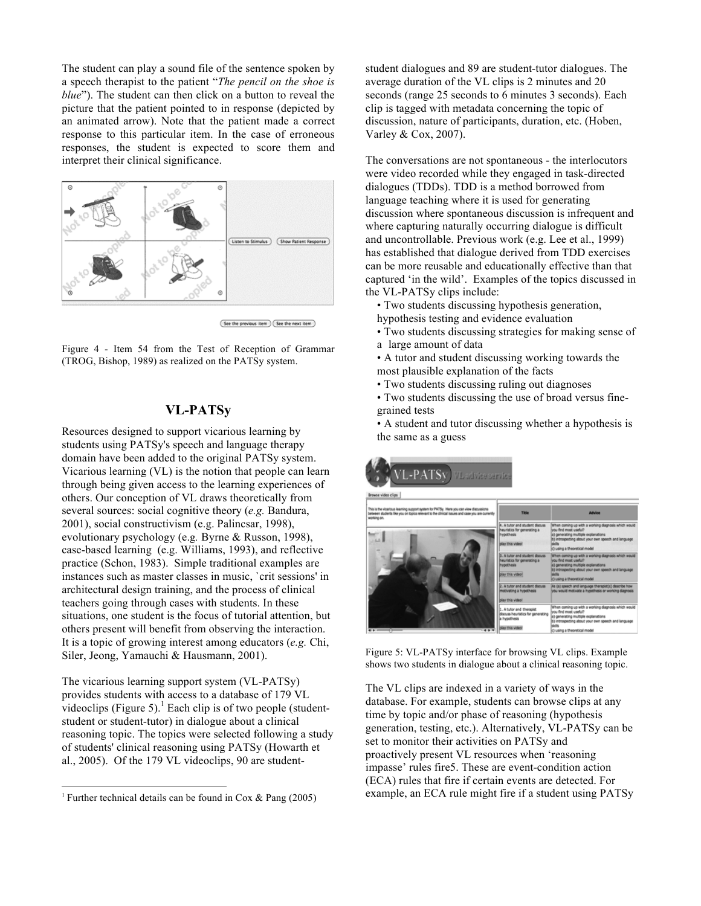The student can play a sound file of the sentence spoken by a speech therapist to the patient "*The pencil on the shoe is blue*"). The student can then click on a button to reveal the picture that the patient pointed to in response (depicted by an animated arrow). Note that the patient made a correct response to this particular item. In the case of erroneous responses, the student is expected to score them and interpret their clinical significance.

Figure 4 - Item 54 from the Test of Reception of Grammar (TROG, Bishop, 1989) as realized on the PATSy system.

## VL-PATSy

Resources designed to support vicarious learning by students using PATSy's speech and language therapy domain have been added to the original PATSy system. Vicarious learning (VL) is the notion that people can learn through being given access to the learning experiences of others. Our conception of VL draws theoretically from several sources: social cognitive theory (*e.g.* Bandura, 2001), social constructivism (e.g. Palincsar, 1998), evolutionary psychology (e.g. Byrne & Russon, 1998), case-based learning (e.g. Williams, 1993), and reflective practice (Schon, 1983). Simple traditional examples are instances such as master classes in music, `crit sessions' in architectural design training, and the process of clinical teachers going through cases with students. In these situations, one student is the focus of tutorial attention, but others present will benefit from observing the interaction. It is a topic of growing interest among educators (*e.g.* Chi, Siler, Jeong, Yamauchi & Hausmann, 2001).

The vicarious learning support system (VL-PATSy) provides students with access to a database of 179 VL videoclips (Figure 5).[1] Each clip is of two people (student-student or student-tutor) in dialogue about a clinical reasoning topic. The topics were selected following a study of students' clinical reasoning using PATSy (Howarth et al., 2005). Of the 179 VL videoclips, 90 are student-student dialogues and 89 are student-tutor dialogues. The average duration of the VL clips is 2 minutes and 20 seconds (range 25 seconds to 6 minutes 3 seconds). Each clip is tagged with metadata concerning the topic of discussion, nature of participants, duration, etc. (Hoben, Varley & Cox, 2007).

The conversations are not spontaneous - the interlocutors were video recorded while they engaged in task-directed dialogues (TDDs). TDD is a method borrowed from language teaching where it is used for generating discussion where spontaneous discussion is infrequent and where capturing naturally occurring dialogue is difficult and uncontrollable. Previous work (e.g. Lee et al., 1999) has established that dialogue derived from TDD exercises can be more reusable and educationally effective than that captured 'in the wild'. Examples of the topics discussed in the VL-PATSy clips include:

- Two students discussing hypothesis generation, hypothesis testing and evidence evaluation
- Two students discussing strategies for making sense of a large amount of data
- A tutor and student discussing working towards the most plausible explanation of the facts
- Two students discussing ruling out diagnoses
- Two students discussing the use of broad versus fine-grained tests
- A student and tutor discussing whether a hypothesis is the same as a guess

Figure 5: VL-PATSy interface for browsing VL clips. Example shows two students in dialogue about a clinical reasoning topic.

The VL clips are indexed in a variety of ways in the database. For example, students can browse clips at any time by topic and/or phase of reasoning (hypothesis generation, testing, etc.). Alternatively, VL-PATSy can be set to monitor their activities on PATSy and proactively present VL resources when 'reasoning impasse' rules fire5. These are event-condition action (ECA) rules that fire if certain events are detected. For example, an ECA rule might fire if a student using PATSy

[1] Further technical details can be found in Cox & Pang (2005)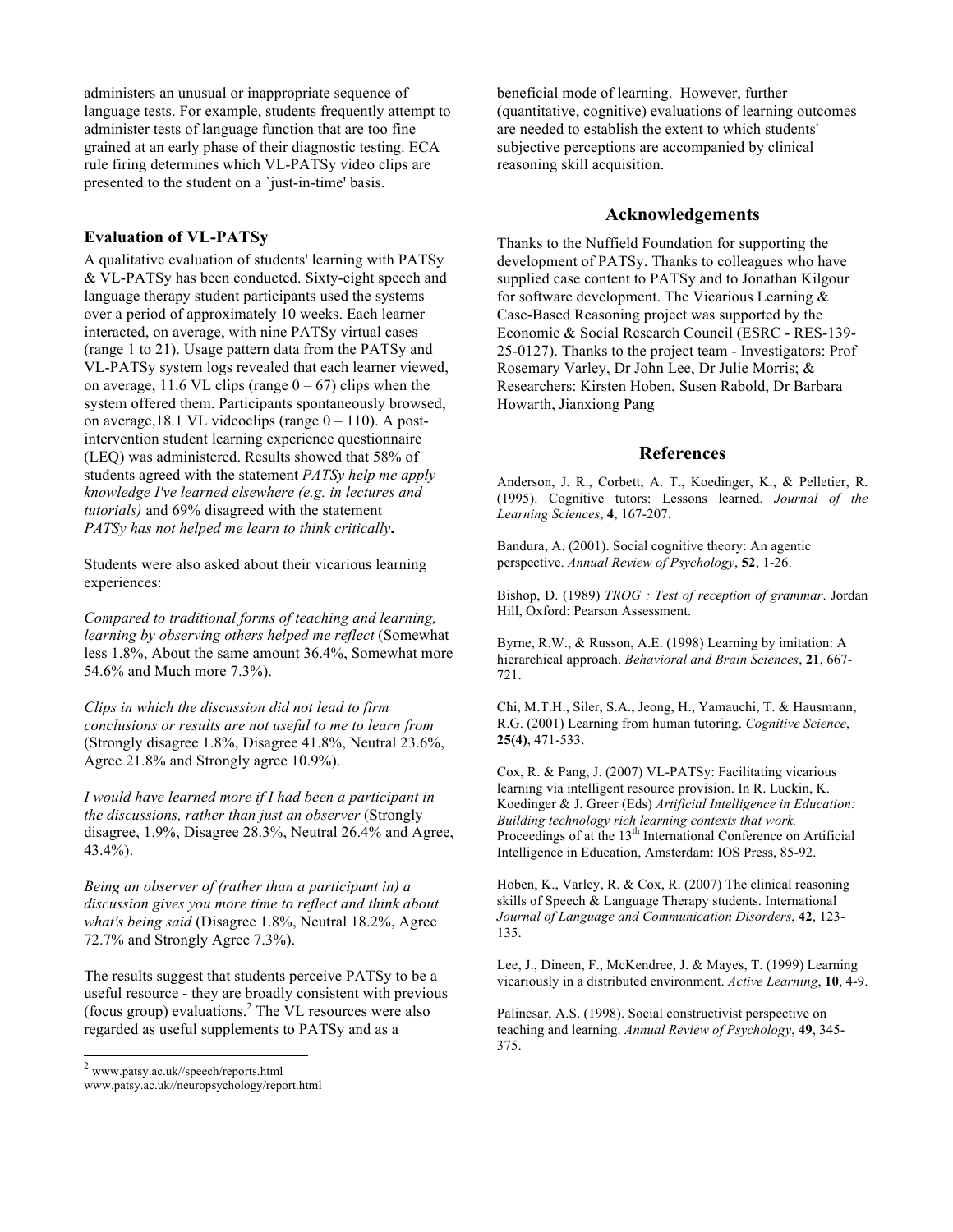administers an unusual or inappropriate sequence of language tests. For example, students frequently attempt to administer tests of language function that are too fine grained at an early phase of their diagnostic testing. ECA rule firing determines which VL-PATSy video clips are presented to the student on a `just-in-time' basis.

### Evaluation of VL-PATSy

A qualitative evaluation of students' learning with PATSy & VL-PATSy has been conducted. Sixty-eight speech and language therapy student participants used the systems over a period of approximately 10 weeks. Each learner interacted, on average, with nine PATSy virtual cases (range 1 to 21). Usage pattern data from the PATSy and VL-PATSy system logs revealed that each learner viewed, on average, 11.6 VL clips (range 0 – 67) clips when the system offered them. Participants spontaneously browsed, on average,18.1 VL videoclips (range 0 – 110). A post-intervention student learning experience questionnaire (LEQ) was administered. Results showed that 58% of students agreed with the statement *PATSy help me apply knowledge I've learned elsewhere (e.g. in lectures and tutorials)* and 69% disagreed with the statement *PATSy has not helped me learn to think critically***.**

Students were also asked about their vicarious learning experiences:

*Compared to traditional forms of teaching and learning, learning by observing others helped me reflect* (Somewhat less 1.8%, About the same amount 36.4%, Somewhat more 54.6% and Much more 7.3%).

*Clips in which the discussion did not lead to firm conclusions or results are not useful to me to learn from* (Strongly disagree 1.8%, Disagree 41.8%, Neutral 23.6%, Agree 21.8% and Strongly agree 10.9%).

*I would have learned more if I had been a participant in the discussions, rather than just an observer* (Strongly disagree, 1.9%, Disagree 28.3%, Neutral 26.4% and Agree, 43.4%).

*Being an observer of (rather than a participant in) a discussion gives you more time to reflect and think about what's being said* (Disagree 1.8%, Neutral 18.2%, Agree 72.7% and Strongly Agree 7.3%).

The results suggest that students perceive PATSy to be a useful resource - they are broadly consistent with previous (focus group) evaluations.[2] The VL resources were also regarded as useful supplements to PATSy and as a beneficial mode of learning. However, further (quantitative, cognitive) evaluations of learning outcomes are needed to establish the extent to which students' subjective perceptions are accompanied by clinical reasoning skill acquisition.

[2] www.patsy.ac.uk//speech/reports.html
www.patsy.ac.uk//neuropsychology/report.html

## Acknowledgements

Thanks to the Nuffield Foundation for supporting the development of PATSy. Thanks to colleagues who have supplied case content to PATSy and to Jonathan Kilgour for software development. The Vicarious Learning & Case-Based Reasoning project was supported by the Economic & Social Research Council (ESRC - RES-139-25-0127). Thanks to the project team - Investigators: Prof Rosemary Varley, Dr John Lee, Dr Julie Morris; & Researchers: Kirsten Hoben, Susen Rabold, Dr Barbara Howarth, Jianxiong Pang

## References

Anderson, J. R., Corbett, A. T., Koedinger, K., & Pelletier, R. (1995). Cognitive tutors: Lessons learned. *Journal of the Learning Sciences*, **4**, 167-207.

Bandura, A. (2001). Social cognitive theory: An agentic perspective. *Annual Review of Psychology*, **52**, 1-26.

Bishop, D. (1989) *TROG : Test of reception of grammar*. Jordan Hill, Oxford: Pearson Assessment.

Byrne, R.W., & Russon, A.E. (1998) Learning by imitation: A hierarchical approach. *Behavioral and Brain Sciences*, **21**, 667-721.

Chi, M.T.H., Siler, S.A., Jeong, H., Yamauchi, T. & Hausmann, R.G. (2001) Learning from human tutoring. *Cognitive Science*, **25(4)**, 471-533.

Cox, R. & Pang, J. (2007) VL-PATSy: Facilitating vicarious learning via intelligent resource provision. In R. Luckin, K. Koedinger & J. Greer (Eds) *Artificial Intelligence in Education: Building technology rich learning contexts that work.* Proceedings of at the 13th International Conference on Artificial Intelligence in Education, Amsterdam: IOS Press, 85-92.

Hoben, K., Varley, R. & Cox, R. (2007) The clinical reasoning skills of Speech & Language Therapy students. International *Journal of Language and Communication Disorders*, **42**, 123-135.

Lee, J., Dineen, F., McKendree, J. & Mayes, T. (1999) Learning vicariously in a distributed environment. *Active Learning*, **10**, 4-9.

Palincsar, A.S. (1998). Social constructivist perspective on teaching and learning. *Annual Review of Psychology*, **49**, 345-375.